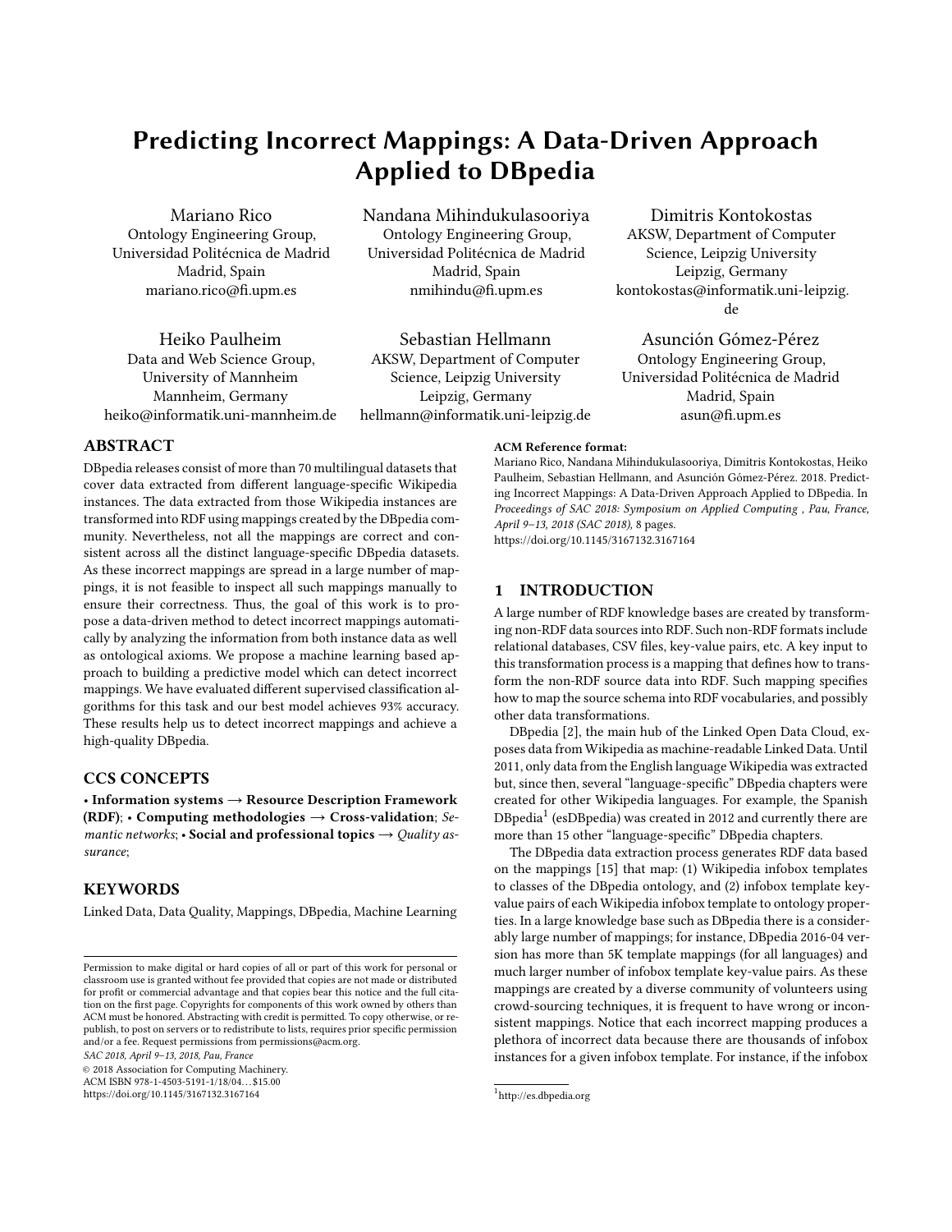# Predicting Incorrect Mappings: A Data-Driven Approach Applied to DBpedia

Mariano Rico
Ontology Engineering Group,
Universidad Politécnica de Madrid
Madrid, Spain
mariano.rico@fi.upm.es

Nandana Mihindukulasooriya
Ontology Engineering Group,
Universidad Politécnica de Madrid
Madrid, Spain
nmihindu@fi.upm.es

Dimitris Kontokostas
AKSW, Department of Computer Science, Leipzig University
Leipzig, Germany
kontokostas@informatik.uni-leipzig.de

Heiko Paulheim
Data and Web Science Group,
University of Mannheim
Mannheim, Germany
heiko@informatik.uni-mannheim.de

Sebastian Hellmann
AKSW, Department of Computer Science, Leipzig University
Leipzig, Germany
hellmann@informatik.uni-leipzig.de

Asunción Gómez-Pérez
Ontology Engineering Group,
Universidad Politécnica de Madrid
Madrid, Spain
asun@fi.upm.es

## ABSTRACT

DBpedia releases consist of more than 70 multilingual datasets that cover data extracted from different language-specific Wikipedia instances. The data extracted from those Wikipedia instances are transformed into RDF using mappings created by the DBpedia community. Nevertheless, not all the mappings are correct and consistent across all the distinct language-specific DBpedia datasets. As these incorrect mappings are spread in a large number of mappings, it is not feasible to inspect all such mappings manually to ensure their correctness. Thus, the goal of this work is to propose a data-driven method to detect incorrect mappings automatically by analyzing the information from both instance data as well as ontological axioms. We propose a machine learning based approach to building a predictive model which can detect incorrect mappings. We have evaluated different supervised classification algorithms for this task and our best model achieves 93% accuracy. These results help us to detect incorrect mappings and achieve a high-quality DBpedia.

## CCS CONCEPTS

• **Information systems → Resource Description Framework (RDF)**; • **Computing methodologies → Cross-validation**; *Semantic networks*; • **Social and professional topics →** *Quality assurance*;

## KEYWORDS

Linked Data, Data Quality, Mappings, DBpedia, Machine Learning

Permission to make digital or hard copies of all or part of this work for personal or classroom use is granted without fee provided that copies are not made or distributed for profit or commercial advantage and that copies bear this notice and the full citation on the first page. Copyrights for components of this work owned by others than ACM must be honored. Abstracting with credit is permitted. To copy otherwise, or republish, to post on servers or to redistribute to lists, requires prior specific permission and/or a fee. Request permissions from permissions@acm.org.

*SAC 2018, April 9–13, 2018, Pau, France*

© 2018 Association for Computing Machinery.
ACM ISBN 978-1-4503-5191-1/18/04…$15.00
https://doi.org/10.1145/3167132.3167164

**ACM Reference format:**
Mariano Rico, Nandana Mihindukulasooriya, Dimitris Kontokostas, Heiko Paulheim, Sebastian Hellmann, and Asunción Gómez-Pérez. 2018. Predicting Incorrect Mappings: A Data-Driven Approach Applied to DBpedia. In *Proceedings of SAC 2018: Symposium on Applied Computing , Pau, France, April 9–13, 2018 (SAC 2018),* 8 pages.
https://doi.org/10.1145/3167132.3167164

## 1 INTRODUCTION

A large number of RDF knowledge bases are created by transforming non-RDF data sources into RDF. Such non-RDF formats include relational databases, CSV files, key-value pairs, etc. A key input to this transformation process is a mapping that defines how to transform the non-RDF source data into RDF. Such mapping specifies how to map the source schema into RDF vocabularies, and possibly other data transformations.

DBpedia [2], the main hub of the Linked Open Data Cloud, exposes data from Wikipedia as machine-readable Linked Data. Until 2011, only data from the English language Wikipedia was extracted but, since then, several "language-specific" DBpedia chapters were created for other Wikipedia languages. For example, the Spanish DBpedia[1] (esDBpedia) was created in 2012 and currently there are more than 15 other "language-specific" DBpedia chapters.

The DBpedia data extraction process generates RDF data based on the mappings [15] that map: (1) Wikipedia infobox templates to classes of the DBpedia ontology, and (2) infobox template key-value pairs of each Wikipedia infobox template to ontology properties. In a large knowledge base such as DBpedia there is a considerably large number of mappings; for instance, DBpedia 2016-04 version has more than 5K template mappings (for all languages) and much larger number of infobox template key-value pairs. As these mappings are created by a diverse community of volunteers using crowd-sourcing techniques, it is frequent to have wrong or inconsistent mappings. Notice that each incorrect mapping produces a plethora of incorrect data because there are thousands of infobox instances for a given infobox template. For instance, if the infobox

[1] http://es.dbpedia.org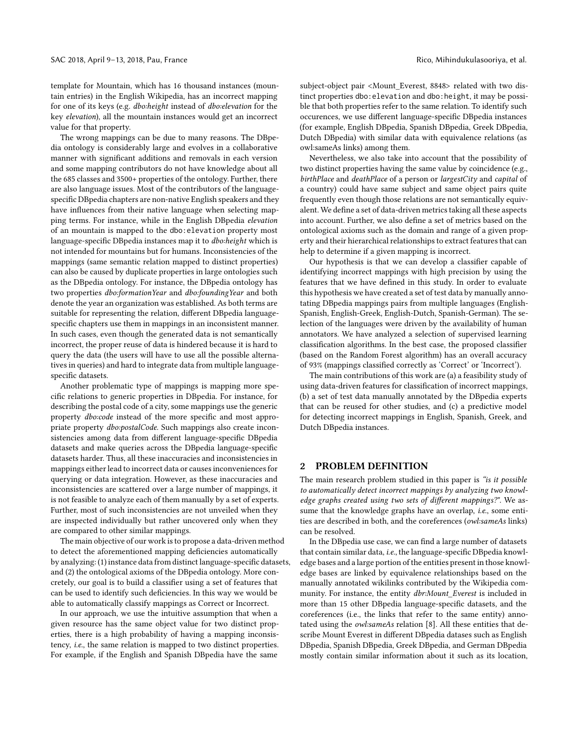template for Mountain, which has 16 thousand instances (mountain entries) in the English Wikipedia, has an incorrect mapping for one of its keys (e.g. *dbo:height* instead of *dbo:elevation* for the key *elevation*), all the mountain instances would get an incorrect value for that property.

The wrong mappings can be due to many reasons. The DBpedia ontology is considerably large and evolves in a collaborative manner with significant additions and removals in each version and some mapping contributors do not have knowledge about all the 685 classes and 3500+ properties of the ontology. Further, there are also language issues. Most of the contributors of the language-specific DBpedia chapters are non-native English speakers and they have influences from their native language when selecting mapping terms. For instance, while in the English DBpedia *elevation* of an mountain is mapped to the `dbo:elevation` property most language-specific DBpedia instances map it to *dbo:height* which is not intended for mountains but for humans. Inconsistencies of the mappings (same semantic relation mapped to distinct properties) can also be caused by duplicate properties in large ontologies such as the DBpedia ontology. For instance, the DBpedia ontology has two properties *dbo:formationYear* and *dbo:foundingYear* and both denote the year an organization was established. As both terms are suitable for representing the relation, different DBpedia language-specific chapters use them in mappings in an inconsistent manner. In such cases, even though the generated data is not semantically incorrect, the proper reuse of data is hindered because it is hard to query the data (the users will have to use all the possible alternatives in queries) and hard to integrate data from multiple language-specific datasets.

Another problematic type of mappings is mapping more specific relations to generic properties in DBpedia. For instance, for describing the postal code of a city, some mappings use the generic property *dbo:code* instead of the more specific and most appropriate property *dbo:postalCode.* Such mappings also create inconsistencies among data from different language-specific DBpedia datasets and make queries across the DBpedia language-specific datasets harder. Thus, all these inaccuracies and inconsistencies in mappings either lead to incorrect data or causes inconveniences for querying or data integration. However, as these inaccuracies and inconsistencies are scattered over a large number of mappings, it is not feasible to analyze each of them manually by a set of experts. Further, most of such inconsistencies are not unveiled when they are inspected individually but rather uncovered only when they are compared to other similar mappings.

The main objective of our work is to propose a data-driven method to detect the aforementioned mapping deficiencies automatically by analyzing: (1) instance data from distinct language-specific datasets, and (2) the ontological axioms of the DBpedia ontology. More concretely, our goal is to build a classifier using a set of features that can be used to identify such deficiencies. In this way we would be able to automatically classify mappings as Correct or Incorrect.

In our approach, we use the intuitive assumption that when a given resource has the same object value for two distinct properties, there is a high probability of having a mapping inconsistency, *i.e.*, the same relation is mapped to two distinct properties. For example, if the English and Spanish DBpedia have the same subject-object pair <Mount_Everest, 8848> related with two distinct properties `dbo:elevation` and `dbo:height`, it may be possible that both properties refer to the same relation. To identify such occurences, we use different language-specific DBpedia instances (for example, English DBpedia, Spanish DBpedia, Greek DBpedia, Dutch DBpedia) with similar data with equivalence relations (as owl:sameAs links) among them.

Nevertheless, we also take into account that the possibility of two distinct properties having the same value by coincidence (e.g., *birthPlace* and *deathPlace* of a person or *largestCity* and *capital* of a country) could have same subject and same object pairs quite frequently even though those relations are not semantically equivalent. We define a set of data-driven metrics taking all these aspects into account. Further, we also define a set of metrics based on the ontological axioms such as the domain and range of a given property and their hierarchical relationships to extract features that can help to determine if a given mapping is incorrect.

Our hypothesis is that we can develop a classifier capable of identifying incorrect mappings with high precision by using the features that we have defined in this study. In order to evaluate this hypothesis we have created a set of test data by manually annotating DBpedia mappings pairs from multiple languages (English-Spanish, English-Greek, English-Dutch, Spanish-German). The selection of the languages were driven by the availability of human annotators. We have analyzed a selection of supervised learning classification algorithms. In the best case, the proposed classifier (based on the Random Forest algorithm) has an overall accuracy of 93% (mappings classified correctly as 'Correct' or 'Incorrect').

The main contributions of this work are (a) a feasibility study of using data-driven features for classification of incorrect mappings, (b) a set of test data manually annotated by the DBpedia experts that can be reused for other studies, and (c) a predictive model for detecting incorrect mappings in English, Spanish, Greek, and Dutch DBpedia instances.

## 2 PROBLEM DEFINITION

The main research problem studied in this paper is *"is it possible to automatically detect incorrect mappings by analyzing two knowledge graphs created using two sets of different mappings?"*. We assume that the knowledge graphs have an overlap, *i.e.*, some entities are described in both, and the coreferences (*owl:sameAs* links) can be resolved.

In the DBpedia use case, we can find a large number of datasets that contain similar data, *i.e.*, the language-specific DBpedia knowledge bases and a large portion of the entities present in those knowledge bases are linked by equivalence relationships based on the manually annotated wikilinks contributed by the Wikipedia community. For instance, the entity *dbr:Mount_Everest* is included in more than 15 other DBpedia language-specific datasets, and the coreferences (i.e., the links that refer to the same entity) annotated using the *owl:sameAs* relation [8]. All these entities that describe Mount Everest in different DBpedia datases such as English DBpedia, Spanish DBpedia, Greek DBpedia, and German DBpedia mostly contain similar information about it such as its location,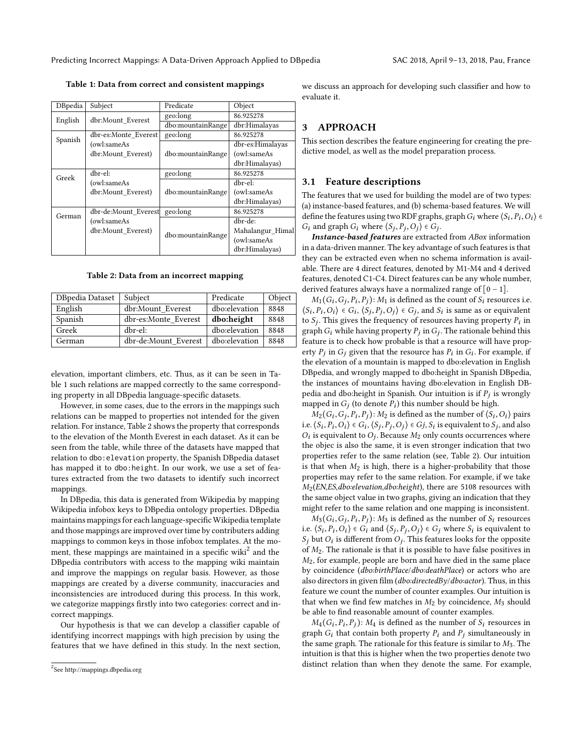**Table 1: Data from correct and consistent mappings**

| DBpedia | Subject | Predicate | Object |
| --- | --- | --- | --- |
| English | dbr:Mount_Everest | geo:long | 86.925278 |
| | | dbo:mountainRange | dbr:Himalayas |
| Spanish | dbr-es:Monte_Everest (owl:sameAs dbr:Mount_Everest) | geo:long | 86.925278 |
| | | dbo:mountainRange | dbr-es:Himalayas (owl:sameAs dbr:Himalayas) |
| Greek | dbr-el: (owl:sameAs dbr:Mount_Everest) | geo:long | 86.925278 |
| | | dbo:mountainRange | dbr-el: (owl:sameAs dbr:Himalayas) |
| German | dbr-de:Mount_Everest (owl:sameAs dbr:Mount_Everest) | geo:long | 86.925278 |
| | | dbo:mountainRange | dbr-de: Mahalangur_Himal (owl:sameAs dbr:Himalayas) |

**Table 2: Data from an incorrect mapping**

| DBpedia Dataset | Subject | Predicate | Object |
| --- | --- | --- | --- |
| English | dbr:Mount_Everest | dbo:elevation | 8848 |
| Spanish | dbr-es:Monte_Everest | **dbo:height** | 8848 |
| Greek | dbr-el: | dbo:elevation | 8848 |
| German | dbr-de:Mount_Everest | dbo:elevation | 8848 |

elevation, important climbers, etc. Thus, as it can be seen in Table 1 such relations are mapped correctly to the same corresponding property in all DBpedia language-specific datasets.

However, in some cases, due to the errors in the mappings such relations can be mapped to properties not intended for the given relation. For instance, Table 2 shows the property that corresponds to the elevation of the Month Everest in each dataset. As it can be seen from the table, while three of the datasets have mapped that relation to `dbo:elevation` property, the Spanish DBpedia dataset has mapped it to `dbo:height`. In our work, we use a set of features extracted from the two datasets to identify such incorrect mappings.

In DBpedia, this data is generated from Wikipedia by mapping Wikipedia infobox keys to DBpedia ontology properties. DBpedia maintains mappings for each language-specific Wikipedia template and those mappings are improved over time by contributers adding mappings to common keys in those infobox templates. At the moment, these mappings are maintained in a specific wiki[2] and the DBpedia contributors with access to the mapping wiki maintain and improve the mappings on regular basis. However, as those mappings are created by a diverse community, inaccuracies and inconsistencies are introduced during this process. In this work, we categorize mappings firstly into two categories: correct and incorrect mappings.

Our hypothesis is that we can develop a classifier capable of identifying incorrect mappings with high precision by using the features that we have defined in this study. In the next section, we discuss an approach for developing such classifier and how to evaluate it.

[2] See http://mappings.dbpedia.org

## 3 APPROACH

This section describes the feature engineering for creating the predictive model, as well as the model preparation process.

### 3.1 Feature descriptions

The features that we used for building the model are of two types: (a) instance-based features, and (b) schema-based features. We will define the features using two RDF graphs, graph $G_i$ where $\langle S_i, P_i, O_i \rangle \in G_i$ and graph $G_j$ where $\langle S_j, P_j, O_j \rangle \in G_j$.

***Instance-based features*** are extracted from *ABox* information in a data-driven manner. The key advantage of such features is that they can be extracted even when no schema information is available. There are 4 direct features, denoted by M1-M4 and 4 derived features, denoted C1-C4. Direct features can be any whole number, derived features always have a normalized range of $[0-1]$.

$M_1(G_i, G_j, P_i, P_j)$: $M_1$ is defined as the count of $S_i$ resources i.e. $\langle S_i, P_i, O_i \rangle \in G_i$, $\langle S_j, P_j, O_j \rangle \in G_j$, and $S_i$ is same as or equivalent to $S_j$. This gives the frequency of resources having property $P_i$ in graph $G_i$ while having property $P_j$ in $G_j$. The rationale behind this feature is to check how probable is that a resource will have property $P_j$ in $G_j$ given that the resource has $P_i$ in $G_i$. For example, if the elevation of a mountain is mapped to dbo:elevation in English DBpedia, and wrongly mapped to dbo:height in Spanish DBpedia, the instances of mountains having dbo:elevation in English DBpedia and dbo:height in Spanish. Our intuition is if $P_j$ is wrongly mapped in $G_j$ (to denote $P_i$) this number should be high.

$M_2(G_i, G_j, P_i, P_j)$: $M_2$ is defined as the number of $\langle S_i, O_i \rangle$ pairs i.e. $\langle S_i, P_i, O_i \rangle \in G_i$, $\langle S_j, P_j, O_j \rangle \in Gj$, $S_i$ is equivalent to $S_j$, and also $O_i$ is equivalent to $O_j$. Because $M_2$ only counts occurrences where the objec is also the same, it is even stronger indication that two properties refer to the same relation (see, Table 2). Our intuition is that when $M_2$ is high, there is a higher-probability that those properties may refer to the same relation. For example, if we take $M_2$(*EN,ES,dbo:elevation,dbo:height*), there are 5108 resources with the same object value in two graphs, giving an indication that they might refer to the same relation and one mapping is inconsistent.

$M_3(G_i, G_j, P_i, P_j)$: $M_3$ is defined as the number of $S_i$ resources i.e. $\langle S_i, P_i, O_i \rangle \in G_i$ and $\langle S_j, P_j, O_j \rangle \in G_j$ where $S_i$ is equivalent to $S_j$ but $O_i$ is different from $O_j$. This features looks for the opposite of $M_2$. The rationale is that it is possible to have false positives in $M_2$, for example, people are born and have died in the same place by coincidence (*dbo:birthPlace*/*dbo:deathPlace*) or actors who are also directors in given film (*dbo:directedBy*/*dbo:actor*). Thus, in this feature we count the number of counter examples. Our intuition is that when we find few matches in $M_2$ by coincidence, $M_3$ should be able to find reasonable amount of counter examples.

$M_4(G_i, P_i, P_j)$: $M_4$ is defined as the number of $S_i$ resources in graph $G_i$ that contain both property $P_i$ and $P_j$ simultaneously in the same graph. The rationale for this feature is similar to $M_3$. The intuition is that this is higher when the two properties denote two distinct relation than when they denote the same. For example,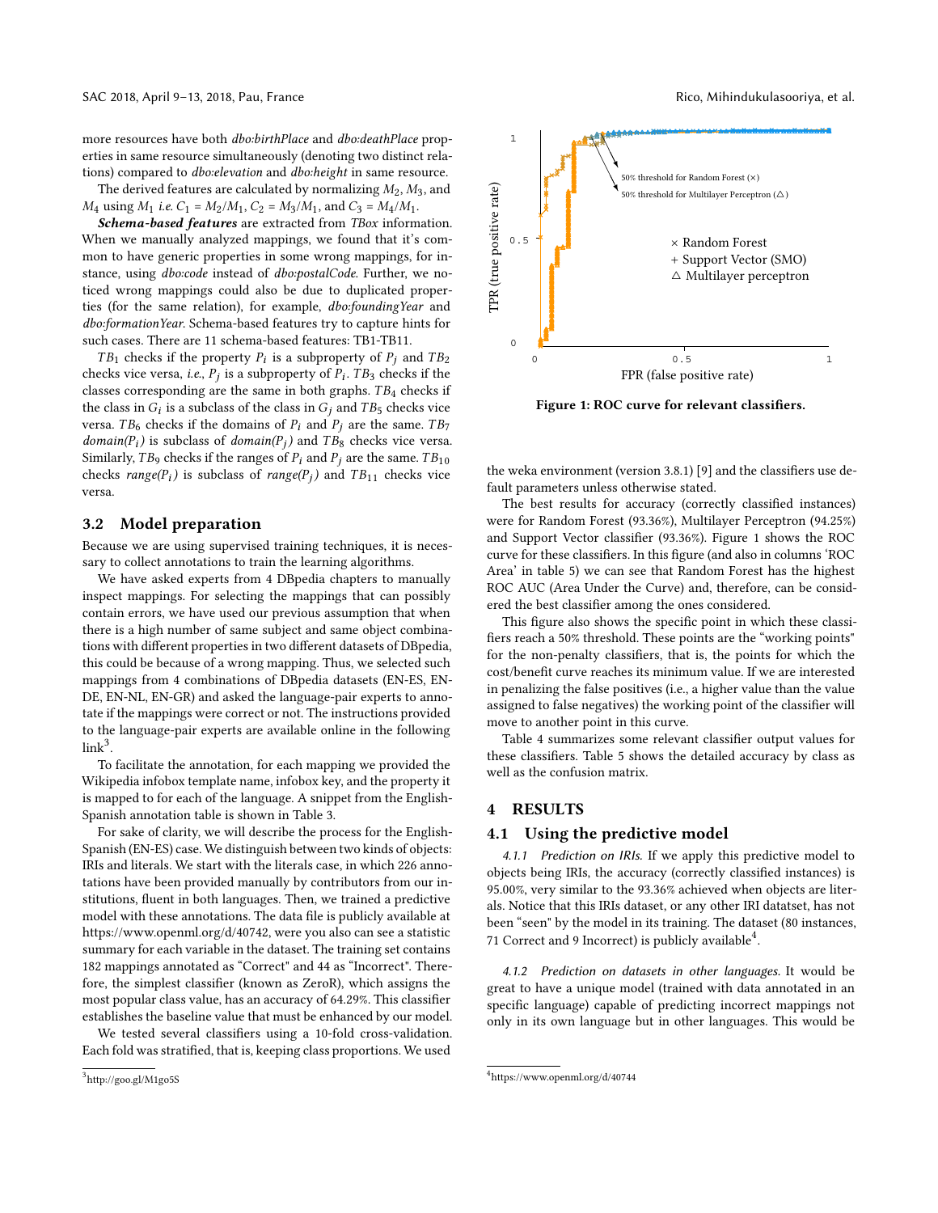more resources have both *dbo:birthPlace* and *dbo:deathPlace* properties in same resource simultaneously (denoting two distinct relations) compared to *dbo:elevation* and *dbo:height* in same resource.

The derived features are calculated by normalizing $M_2$, $M_3$, and $M_4$ using $M_1$ *i.e.* $C_1 = M_2/M_1$, $C_2 = M_3/M_1$, and $C_3 = M_4/M_1$.

***Schema-based features*** are extracted from *TBox* information. When we manually analyzed mappings, we found that it's common to have generic properties in some wrong mappings, for instance, using *dbo:code* instead of *dbo:postalCode*. Further, we noticed wrong mappings could also be due to duplicated properties (for the same relation), for example, *dbo:foundingYear* and *dbo:formationYear*. Schema-based features try to capture hints for such cases. There are 11 schema-based features: TB1-TB11.

$TB_1$ checks if the property $P_i$ is a subproperty of $P_j$ and $TB_2$ checks vice versa, *i.e.*, $P_j$ is a subproperty of $P_i$. $TB_3$ checks if the classes corresponding are the same in both graphs. $TB_4$ checks if the class in $G_i$ is a subclass of the class in $G_j$ and $TB_5$ checks vice versa. $TB_6$ checks if the domains of $P_i$ and $P_j$ are the same. $TB_7$ *domain($P_i$)* is subclass of *domain($P_j$)* and $TB_8$ checks vice versa. Similarly, $TB_9$ checks if the ranges of $P_i$ and $P_j$ are the same. $TB_{10}$ checks *range($P_i$)* is subclass of *range($P_j$)* and $TB_{11}$ checks vice versa.

## 3.2 Model preparation

Because we are using supervised training techniques, it is necessary to collect annotations to train the learning algorithms.

We have asked experts from 4 DBpedia chapters to manually inspect mappings. For selecting the mappings that can possibly contain errors, we have used our previous assumption that when there is a high number of same subject and same object combinations with different properties in two different datasets of DBpedia, this could be because of a wrong mapping. Thus, we selected such mappings from 4 combinations of DBpedia datasets (EN-ES, EN-DE, EN-NL, EN-GR) and asked the language-pair experts to annotate if the mappings were correct or not. The instructions provided to the language-pair experts are available online in the following link[3].

To facilitate the annotation, for each mapping we provided the Wikipedia infobox template name, infobox key, and the property it is mapped to for each of the language. A snippet from the English-Spanish annotation table is shown in Table 3.

For sake of clarity, we will describe the process for the English-Spanish (EN-ES) case. We distinguish between two kinds of objects: IRIs and literals. We start with the literals case, in which 226 annotations have been provided manually by contributors from our institutions, fluent in both languages. Then, we trained a predictive model with these annotations. The data file is publicly available at https://www.openml.org/d/40742, were you also can see a statistic summary for each variable in the dataset. The training set contains 182 mappings annotated as "Correct" and 44 as "Incorrect". Therefore, the simplest classifier (known as ZeroR), which assigns the most popular class value, has an accuracy of 64.29%. This classifier establishes the baseline value that must be enhanced by our model.

We tested several classifiers using a 10-fold cross-validation. Each fold was stratified, that is, keeping class proportions. We used the weka environment (version 3.8.1) [9] and the classifiers use default parameters unless otherwise stated.

[3] http://goo.gl/M1go5S

**Figure 1: ROC curve for relevant classifiers.**

The best results for accuracy (correctly classified instances) were for Random Forest (93.36%), Multilayer Perceptron (94.25%) and Support Vector classifier (93.36%). Figure 1 shows the ROC curve for these classifiers. In this figure (and also in columns 'ROC Area' in table 5) we can see that Random Forest has the highest ROC AUC (Area Under the Curve) and, therefore, can be considered the best classifier among the ones considered.

This figure also shows the specific point in which these classifiers reach a 50% threshold. These points are the "working points" for the non-penalty classifiers, that is, the points for which the cost/benefit curve reaches its minimum value. If we are interested in penalizing the false positives (i.e., a higher value than the value assigned to false negatives) the working point of the classifier will move to another point in this curve.

Table 4 summarizes some relevant classifier output values for these classifiers. Table 5 shows the detailed accuracy by class as well as the confusion matrix.

# 4 RESULTS

## 4.1 Using the predictive model

*4.1.1 Prediction on IRIs.* If we apply this predictive model to objects being IRIs, the accuracy (correctly classified instances) is 95.00%, very similar to the 93.36% achieved when objects are literals. Notice that this IRIs dataset, or any other IRI datatset, has not been "seen" by the model in its training. The dataset (80 instances, 71 Correct and 9 Incorrect) is publicly available[4].

*4.1.2 Prediction on datasets in other languages.* It would be great to have a unique model (trained with data annotated in an specific language) capable of predicting incorrect mappings not only in its own language but in other languages. This would be

[4] https://www.openml.org/d/40744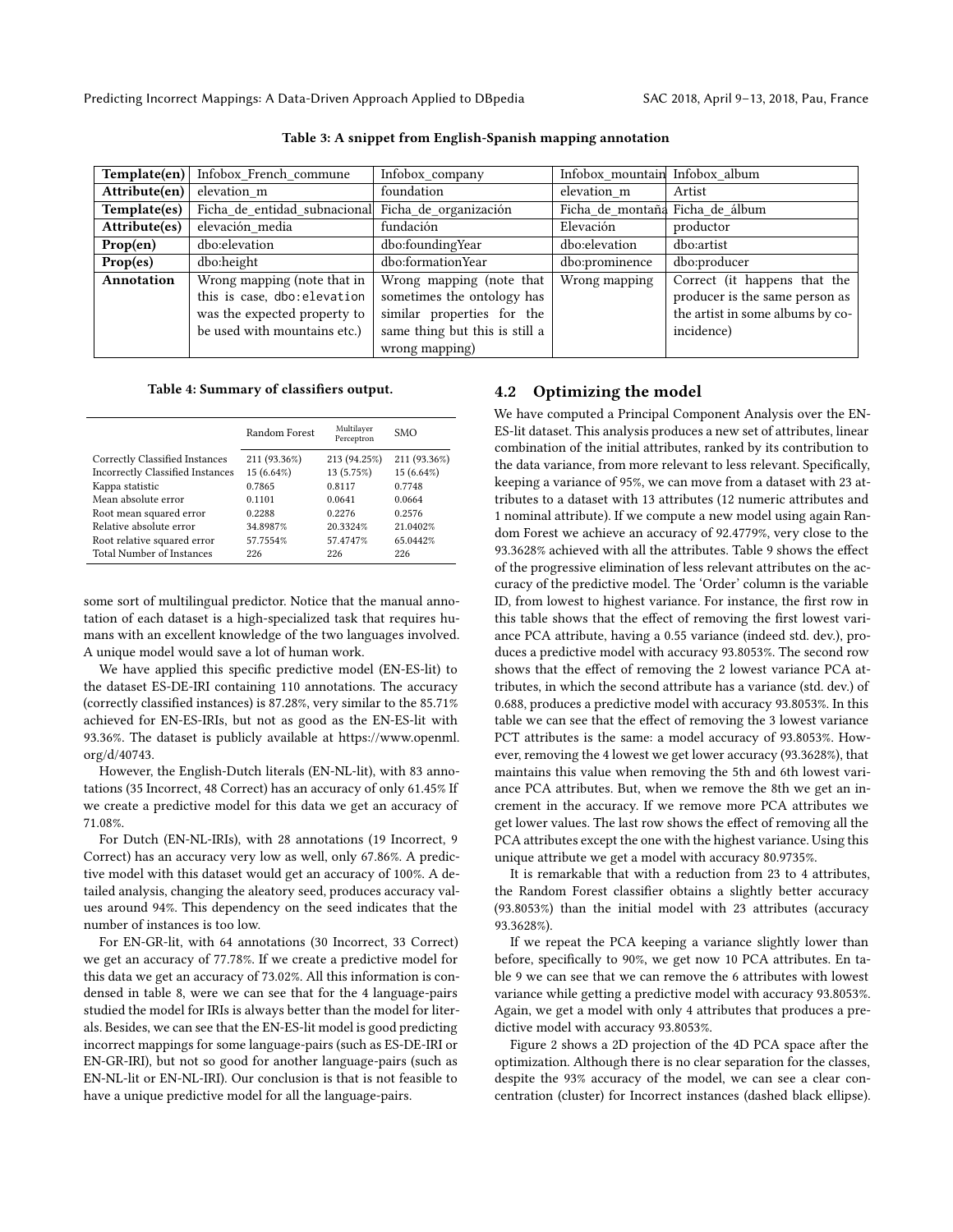Table 3: A snippet from English-Spanish mapping annotation

| Template(en) | Infobox_French_commune | Infobox_company | Infobox_mountain | Infobox_album |
|---|---|---|---|---|
| **Attribute(en)** | elevation_m | foundation | elevation_m | Artist |
| **Template(es)** | Ficha_de_entidad_subnacional | Ficha_de_organización | Ficha_de_montaña | Ficha_de_álbum |
| **Attribute(es)** | elevación_media | fundación | Elevación | productor |
| **Prop(en)** | dbo:elevation | dbo:foundingYear | dbo:elevation | dbo:artist |
| **Prop(es)** | dbo:height | dbo:formationYear | dbo:prominence | dbo:producer |
| **Annotation** | Wrong mapping (note that in this is case, dbo:elevation was the expected property to be used with mountains etc.) | Wrong mapping (note that sometimes the ontology has similar properties for the same thing but this is still a wrong mapping) | Wrong mapping | Correct (it happens that the producer is the same person as the artist in some albums by coincidence) |

Table 4: Summary of classifiers output.

| | Random Forest | Multilayer Perceptron | SMO |
|---|---|---|---|
| Correctly Classified Instances | 211 (93.36%) | 213 (94.25%) | 211 (93.36%) |
| Incorrectly Classified Instances | 15 (6.64%) | 13 (5.75%) | 15 (6.64%) |
| Kappa statistic | 0.7865 | 0.8117 | 0.7748 |
| Mean absolute error | 0.1101 | 0.0641 | 0.0664 |
| Root mean squared error | 0.2288 | 0.2276 | 0.2576 |
| Relative absolute error | 34.8987% | 20.3324% | 21.0402% |
| Root relative squared error | 57.7554% | 57.4747% | 65.0442% |
| Total Number of Instances | 226 | 226 | 226 |

some sort of multilingual predictor. Notice that the manual annotation of each dataset is a high-specialized task that requires humans with an excellent knowledge of the two languages involved. A unique model would save a lot of human work.

We have applied this specific predictive model (EN-ES-lit) to the dataset ES-DE-IRI containing 110 annotations. The accuracy (correctly classified instances) is 87.28%, very similar to the 85.71% achieved for EN-ES-IRIs, but not as good as the EN-ES-lit with 93.36%. The dataset is publicly available at https://www.openml.org/d/40743.

However, the English-Dutch literals (EN-NL-lit), with 83 annotations (35 Incorrect, 48 Correct) has an accuracy of only 61.45% If we create a predictive model for this data we get an accuracy of 71.08%.

For Dutch (EN-NL-IRIs), with 28 annotations (19 Incorrect, 9 Correct) has an accuracy very low as well, only 67.86%. A predictive model with this dataset would get an accuracy of 100%. A detailed analysis, changing the aleatory seed, produces accuracy values around 94%. This dependency on the seed indicates that the number of instances is too low.

For EN-GR-lit, with 64 annotations (30 Incorrect, 33 Correct) we get an accuracy of 77.78%. If we create a predictive model for this data we get an accuracy of 73.02%. All this information is condensed in table 8, were we can see that for the 4 language-pairs studied the model for IRIs is always better than the model for literals. Besides, we can see that the EN-ES-lit model is good predicting incorrect mappings for some language-pairs (such as ES-DE-IRI or EN-GR-IRI), but not so good for another language-pairs (such as EN-NL-lit or EN-NL-IRI). Our conclusion is that is not feasible to have a unique predictive model for all the language-pairs.

## 4.2 Optimizing the model

We have computed a Principal Component Analysis over the EN-ES-lit dataset. This analysis produces a new set of attributes, linear combination of the initial attributes, ranked by its contribution to the data variance, from more relevant to less relevant. Specifically, keeping a variance of 95%, we can move from a dataset with 23 attributes to a dataset with 13 attributes (12 numeric attributes and 1 nominal attribute). If we compute a new model using again Random Forest we achieve an accuracy of 92.4779%, very close to the 93.3628% achieved with all the attributes. Table 9 shows the effect of the progressive elimination of less relevant attributes on the accuracy of the predictive model. The 'Order' column is the variable ID, from lowest to highest variance. For instance, the first row in this table shows that the effect of removing the first lowest variance PCA attribute, having a 0.55 variance (indeed std. dev.), produces a predictive model with accuracy 93.8053%. The second row shows that the effect of removing the 2 lowest variance PCA attributes, in which the second attribute has a variance (std. dev.) of 0.688, produces a predictive model with accuracy 93.8053%. In this table we can see that the effect of removing the 3 lowest variance PCT attributes is the same: a model accuracy of 93.8053%. However, removing the 4 lowest we get lower accuracy (93.3628%), that maintains this value when removing the 5th and 6th lowest variance PCA attributes. But, when we remove the 8th we get an increment in the accuracy. If we remove more PCA attributes we get lower values. The last row shows the effect of removing all the PCA attributes except the one with the highest variance. Using this unique attribute we get a model with accuracy 80.9735%.

It is remarkable that with a reduction from 23 to 4 attributes, the Random Forest classifier obtains a slightly better accuracy (93.8053%) than the initial model with 23 attributes (accuracy 93.3628%).

If we repeat the PCA keeping a variance slightly lower than before, specifically to 90%, we get now 10 PCA attributes. En table 9 we can see that we can remove the 6 attributes with lowest variance while getting a predictive model with accuracy 93.8053%. Again, we get a model with only 4 attributes that produces a predictive model with accuracy 93.8053%.

Figure 2 shows a 2D projection of the 4D PCA space after the optimization. Although there is no clear separation for the classes, despite the 93% accuracy of the model, we can see a clear concentration (cluster) for Incorrect instances (dashed black ellipse).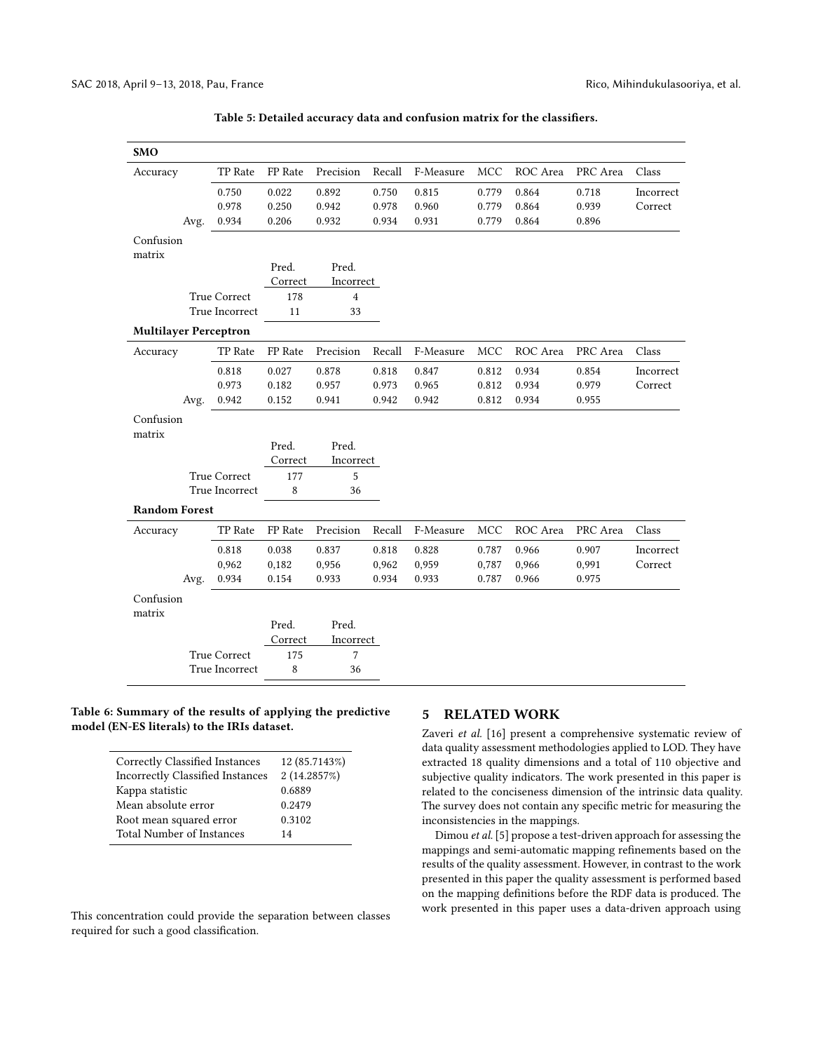**Table 5: Detailed accuracy data and confusion matrix for the classifiers.**

**SMO**

| Accuracy | TP Rate | FP Rate | Precision | Recall | F-Measure | MCC | ROC Area | PRC Area | Class |
|---|---|---|---|---|---|---|---|---|---|
| | 0.750 | 0.022 | 0.892 | 0.750 | 0.815 | 0.779 | 0.864 | 0.718 | Incorrect |
| | 0.978 | 0.250 | 0.942 | 0.978 | 0.960 | 0.779 | 0.864 | 0.939 | Correct |
| Avg. | 0.934 | 0.206 | 0.932 | 0.934 | 0.931 | 0.779 | 0.864 | 0.896 | |

Confusion matrix

| | Pred. Correct | Pred. Incorrect |
|---|---|---|
| True Correct | 178 | 4 |
| True Incorrect | 11 | 33 |

**Multilayer Perceptron**

| Accuracy | TP Rate | FP Rate | Precision | Recall | F-Measure | MCC | ROC Area | PRC Area | Class |
|---|---|---|---|---|---|---|---|---|---|
| | 0.818 | 0.027 | 0.878 | 0.818 | 0.847 | 0.812 | 0.934 | 0.854 | Incorrect |
| | 0.973 | 0.182 | 0.957 | 0.973 | 0.965 | 0.812 | 0.934 | 0.979 | Correct |
| Avg. | 0.942 | 0.152 | 0.941 | 0.942 | 0.942 | 0.812 | 0.934 | 0.955 | |

Confusion matrix

| | Pred. Correct | Pred. Incorrect |
|---|---|---|
| True Correct | 177 | 5 |
| True Incorrect | 8 | 36 |

**Random Forest**

| Accuracy | TP Rate | FP Rate | Precision | Recall | F-Measure | MCC | ROC Area | PRC Area | Class |
|---|---|---|---|---|---|---|---|---|---|
| | 0.818 | 0.038 | 0.837 | 0.818 | 0.828 | 0.787 | 0.966 | 0.907 | Incorrect |
| | 0,962 | 0,182 | 0,956 | 0,962 | 0,959 | 0,787 | 0,966 | 0,991 | Correct |
| Avg. | 0.934 | 0.154 | 0.933 | 0.934 | 0.933 | 0.787 | 0.966 | 0.975 | |

Confusion matrix

| | Pred. Correct | Pred. Incorrect |
|---|---|---|
| True Correct | 175 | 7 |
| True Incorrect | 8 | 36 |

**Table 6: Summary of the results of applying the predictive model (EN-ES literals) to the IRIs dataset.**

| | |
|---|---|
| Correctly Classified Instances | 12 (85.7143%) |
| Incorrectly Classified Instances | 2 (14.2857%) |
| Kappa statistic | 0.6889 |
| Mean absolute error | 0.2479 |
| Root mean squared error | 0.3102 |
| Total Number of Instances | 14 |

This concentration could provide the separation between classes required for such a good classification.

## 5 RELATED WORK

Zaveri *et al.* [16] present a comprehensive systematic review of data quality assessment methodologies applied to LOD. They have extracted 18 quality dimensions and a total of 110 objective and subjective quality indicators. The work presented in this paper is related to the conciseness dimension of the intrinsic data quality. The survey does not contain any specific metric for measuring the inconsistencies in the mappings.

Dimou *et al.* [5] propose a test-driven approach for assessing the mappings and semi-automatic mapping refinements based on the results of the quality assessment. However, in contrast to the work presented in this paper the quality assessment is performed based on the mapping definitions before the RDF data is produced. The work presented in this paper uses a data-driven approach using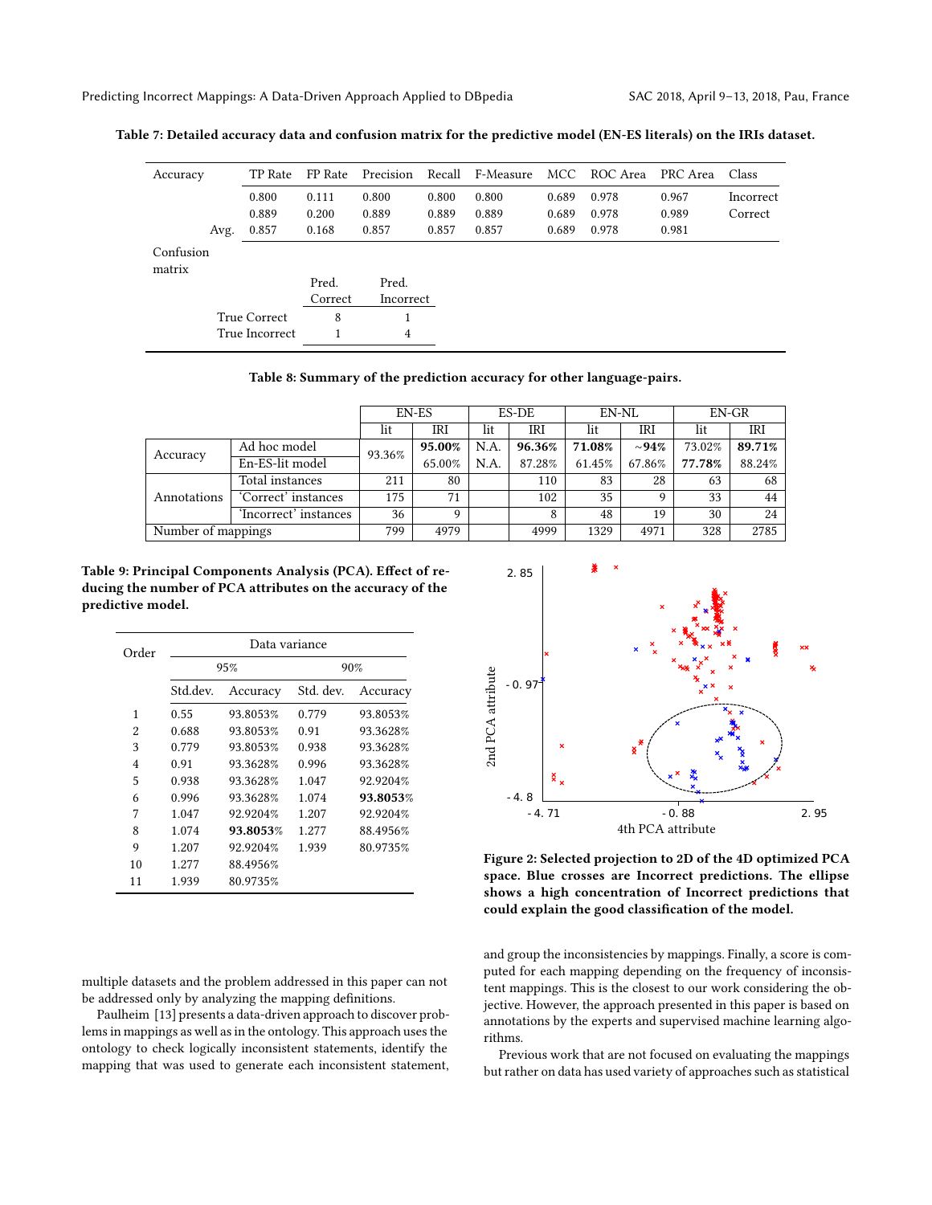**Table 7: Detailed accuracy data and confusion matrix for the predictive model (EN-ES literals) on the IRIs dataset.**

| Accuracy | TP Rate | FP Rate | Precision | Recall | F-Measure | MCC | ROC Area | PRC Area | Class |
|---|---|---|---|---|---|---|---|---|---|
| | 0.800 | 0.111 | 0.800 | 0.800 | 0.800 | 0.689 | 0.978 | 0.967 | Incorrect |
| | 0.889 | 0.200 | 0.889 | 0.889 | 0.889 | 0.689 | 0.978 | 0.989 | Correct |
| Avg. | 0.857 | 0.168 | 0.857 | 0.857 | 0.857 | 0.689 | 0.978 | 0.981 | |

Confusion matrix

| | Pred. Correct | Pred. Incorrect |
|---|---|---|
| True Correct | 8 | 1 |
| True Incorrect | 1 | 4 |

**Table 8: Summary of the prediction accuracy for other language-pairs.**

| | | EN-ES | | ES-DE | | EN-NL | | EN-GR | |
|---|---|---|---|---|---|---|---|---|---|
| | | lit | IRI | lit | IRI | lit | IRI | lit | IRI |
| Accuracy | Ad hoc model | 93.36% | **95.00%** | N.A. | **96.36%** | **71.08%** | **~94%** | 73.02% | **89.71%** |
| | En-ES-lit model | | 65.00% | N.A. | 87.28% | 61.45% | 67.86% | **77.78%** | 88.24% |
| Annotations | Total instances | 211 | 80 | | 110 | 83 | 28 | 63 | 68 |
| | 'Correct' instances | 175 | 71 | | 102 | 35 | 9 | 33 | 44 |
| | 'Incorrect' instances | 36 | 9 | | 8 | 48 | 19 | 30 | 24 |
| Number of mappings | | 799 | 4979 | | 4999 | 1329 | 4971 | 328 | 2785 |

**Table 9: Principal Components Analysis (PCA). Effect of reducing the number of PCA attributes on the accuracy of the predictive model.**

| Order | Data variance 95% Std.dev. | 95% Accuracy | 90% Std. dev. | 90% Accuracy |
|---|---|---|---|---|
| 1 | 0.55 | 93.8053% | 0.779 | 93.8053% |
| 2 | 0.688 | 93.8053% | 0.91 | 93.3628% |
| 3 | 0.779 | 93.8053% | 0.938 | 93.3628% |
| 4 | 0.91 | 93.3628% | 0.996 | 93.3628% |
| 5 | 0.938 | 93.3628% | 1.047 | 92.9204% |
| 6 | 0.996 | 93.3628% | 1.074 | **93.8053**% |
| 7 | 1.047 | 92.9204% | 1.207 | 92.9204% |
| 8 | 1.074 | **93.8053**% | 1.277 | 88.4956% |
| 9 | 1.207 | 92.9204% | 1.939 | 80.9735% |
| 10 | 1.277 | 88.4956% | | |
| 11 | 1.939 | 80.9735% | | |

**Figure 2: Selected projection to 2D of the 4D optimized PCA space. Blue crosses are Incorrect predictions. The ellipse shows a high concentration of Incorrect predictions that could explain the good classification of the model.**

multiple datasets and the problem addressed in this paper can not be addressed only by analyzing the mapping definitions.

Paulheim [13] presents a data-driven approach to discover problems in mappings as well as in the ontology. This approach uses the ontology to check logically inconsistent statements, identify the mapping that was used to generate each inconsistent statement, and group the inconsistencies by mappings. Finally, a score is computed for each mapping depending on the frequency of inconsistent mappings. This is the closest to our work considering the objective. However, the approach presented in this paper is based on annotations by the experts and supervised machine learning algorithms.

Previous work that are not focused on evaluating the mappings but rather on data has used variety of approaches such as statistical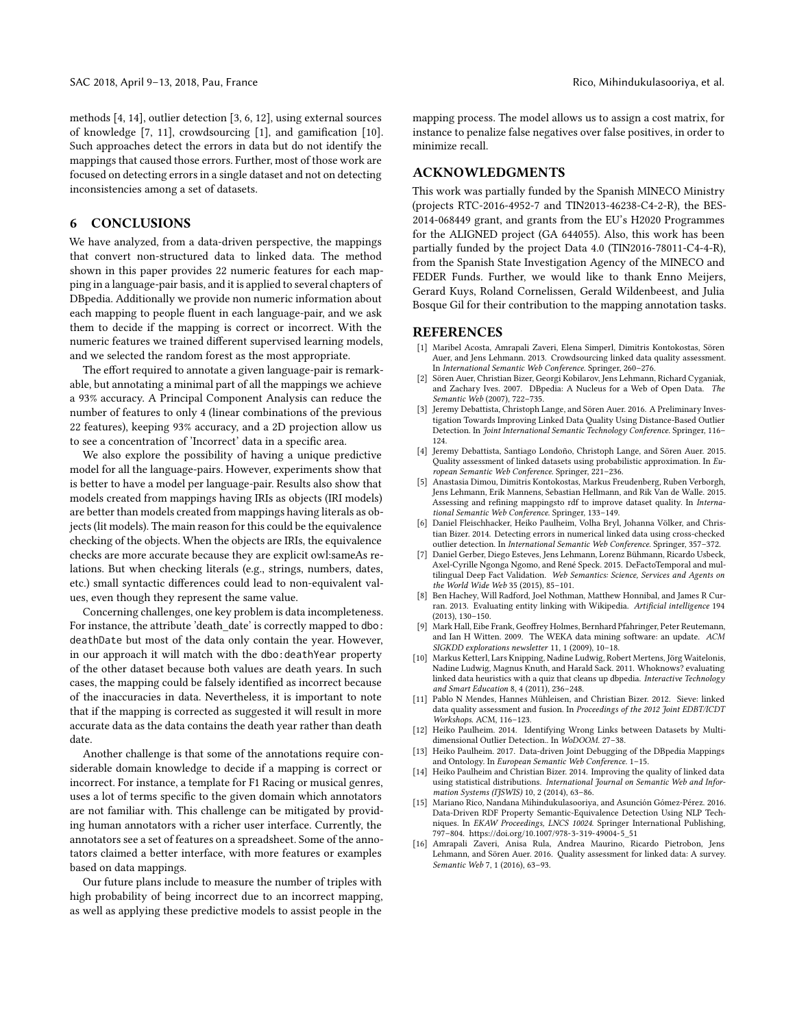methods [4, 14], outlier detection [3, 6, 12], using external sources of knowledge [7, 11], crowdsourcing [1], and gamification [10]. Such approaches detect the errors in data but do not identify the mappings that caused those errors. Further, most of those work are focused on detecting errors in a single dataset and not on detecting inconsistencies among a set of datasets.

## 6 CONCLUSIONS

We have analyzed, from a data-driven perspective, the mappings that convert non-structured data to linked data. The method shown in this paper provides 22 numeric features for each mapping in a language-pair basis, and it is applied to several chapters of DBpedia. Additionally we provide non numeric information about each mapping to people fluent in each language-pair, and we ask them to decide if the mapping is correct or incorrect. With the numeric features we trained different supervised learning models, and we selected the random forest as the most appropriate.

The effort required to annotate a given language-pair is remarkable, but annotating a minimal part of all the mappings we achieve a 93% accuracy. A Principal Component Analysis can reduce the number of features to only 4 (linear combinations of the previous 22 features), keeping 93% accuracy, and a 2D projection allow us to see a concentration of 'Incorrect' data in a specific area.

We also explore the possibility of having a unique predictive model for all the language-pairs. However, experiments show that is better to have a model per language-pair. Results also show that models created from mappings having IRIs as objects (IRI models) are better than models created from mappings having literals as objects (lit models). The main reason for this could be the equivalence checking of the objects. When the objects are IRIs, the equivalence checks are more accurate because they are explicit owl:sameAs relations. But when checking literals (e.g., strings, numbers, dates, etc.) small syntactic differences could lead to non-equivalent values, even though they represent the same value.

Concerning challenges, one key problem is data incompleteness. For instance, the attribute 'death_date' is correctly mapped to `dbo:deathDate` but most of the data only contain the year. However, in our approach it will match with the `dbo:deathYear` property of the other dataset because both values are death years. In such cases, the mapping could be falsely identified as incorrect because of the inaccuracies in data. Nevertheless, it is important to note that if the mapping is corrected as suggested it will result in more accurate data as the data contains the death year rather than death date.

Another challenge is that some of the annotations require considerable domain knowledge to decide if a mapping is correct or incorrect. For instance, a template for F1 Racing or musical genres, uses a lot of terms specific to the given domain which annotators are not familiar with. This challenge can be mitigated by providing human annotators with a richer user interface. Currently, the annotators see a set of features on a spreadsheet. Some of the annotators claimed a better interface, with more features or examples based on data mappings.

Our future plans include to measure the number of triples with high probability of being incorrect due to an incorrect mapping, as well as applying these predictive models to assist people in the mapping process. The model allows us to assign a cost matrix, for instance to penalize false negatives over false positives, in order to minimize recall.

## ACKNOWLEDGMENTS

This work was partially funded by the Spanish MINECO Ministry (projects RTC-2016-4952-7 and TIN2013-46238-C4-2-R), the BES-2014-068449 grant, and grants from the EU's H2020 Programmes for the ALIGNED project (GA 644055). Also, this work has been partially funded by the project Data 4.0 (TIN2016-78011-C4-4-R), from the Spanish State Investigation Agency of the MINECO and FEDER Funds. Further, we would like to thank Enno Meijers, Gerard Kuys, Roland Cornelissen, Gerald Wildenbeest, and Julia Bosque Gil for their contribution to the mapping annotation tasks.

## REFERENCES

[1] Maribel Acosta, Amrapali Zaveri, Elena Simperl, Dimitris Kontokostas, Sören Auer, and Jens Lehmann. 2013. Crowdsourcing linked data quality assessment. In *International Semantic Web Conference*. Springer, 260–276.

[2] Sören Auer, Christian Bizer, Georgi Kobilarov, Jens Lehmann, Richard Cyganiak, and Zachary Ives. 2007. DBpedia: A Nucleus for a Web of Open Data. *The Semantic Web* (2007), 722–735.

[3] Jeremy Debattista, Christoph Lange, and Sören Auer. 2016. A Preliminary Investigation Towards Improving Linked Data Quality Using Distance-Based Outlier Detection. In *Joint International Semantic Technology Conference*. Springer, 116–124.

[4] Jeremy Debattista, Santiago Londoño, Christoph Lange, and Sören Auer. 2015. Quality assessment of linked datasets using probabilistic approximation. In *European Semantic Web Conference*. Springer, 221–236.

[5] Anastasia Dimou, Dimitris Kontokostas, Markus Freudenberg, Ruben Verborgh, Jens Lehmann, Erik Mannens, Sebastian Hellmann, and Rik Van de Walle. 2015. Assessing and refining mappingsto rdf to improve dataset quality. In *International Semantic Web Conference*. Springer, 133–149.

[6] Daniel Fleischhacker, Heiko Paulheim, Volha Bryl, Johanna Völker, and Christian Bizer. 2014. Detecting errors in numerical linked data using cross-checked outlier detection. In *International Semantic Web Conference*. Springer, 357–372.

[7] Daniel Gerber, Diego Esteves, Jens Lehmann, Lorenz Bühmann, Ricardo Usbeck, Axel-Cyrille Ngonga Ngomo, and René Speck. 2015. DeFactoTemporal and multilingual Deep Fact Validation. *Web Semantics: Science, Services and Agents on the World Wide Web* 35 (2015), 85–101.

[8] Ben Hachey, Will Radford, Joel Nothman, Matthew Honnibal, and James R Curran. 2013. Evaluating entity linking with Wikipedia. *Artificial intelligence* 194 (2013), 130–150.

[9] Mark Hall, Eibe Frank, Geoffrey Holmes, Bernhard Pfahringer, Peter Reutemann, and Ian H Witten. 2009. The WEKA data mining software: an update. *ACM SIGKDD explorations newsletter* 11, 1 (2009), 10–18.

[10] Markus Ketterl, Lars Knipping, Nadine Ludwig, Robert Mertens, Jörg Waitelonis, Nadine Ludwig, Magnus Knuth, and Harald Sack. 2011. Whoknows? evaluating linked data heuristics with a quiz that cleans up dbpedia. *Interactive Technology and Smart Education* 8, 4 (2011), 236–248.

[11] Pablo N Mendes, Hannes Mühleisen, and Christian Bizer. 2012. Sieve: linked data quality assessment and fusion. In *Proceedings of the 2012 Joint EDBT/ICDT Workshops*. ACM, 116–123.

[12] Heiko Paulheim. 2014. Identifying Wrong Links between Datasets by Multi-dimensional Outlier Detection.. In *WoDOOM*. 27–38.

[13] Heiko Paulheim. 2017. Data-driven Joint Debugging of the DBpedia Mappings and Ontology. In *European Semantic Web Conference*. 1–15.

[14] Heiko Paulheim and Christian Bizer. 2014. Improving the quality of linked data using statistical distributions. *International Journal on Semantic Web and Information Systems (IJSWIS)* 10, 2 (2014), 63–86.

[15] Mariano Rico, Nandana Mihindukulasooriya, and Asunción Gómez-Pérez. 2016. Data-Driven RDF Property Semantic-Equivalence Detection Using NLP Techniques. In *EKAW Proceedings, LNCS 10024*. Springer International Publishing, 797–804. https://doi.org/10.1007/978-3-319-49004-5_51

[16] Amrapali Zaveri, Anisa Rula, Andrea Maurino, Ricardo Pietrobon, Jens Lehmann, and Sören Auer. 2016. Quality assessment for linked data: A survey. *Semantic Web* 7, 1 (2016), 63–93.